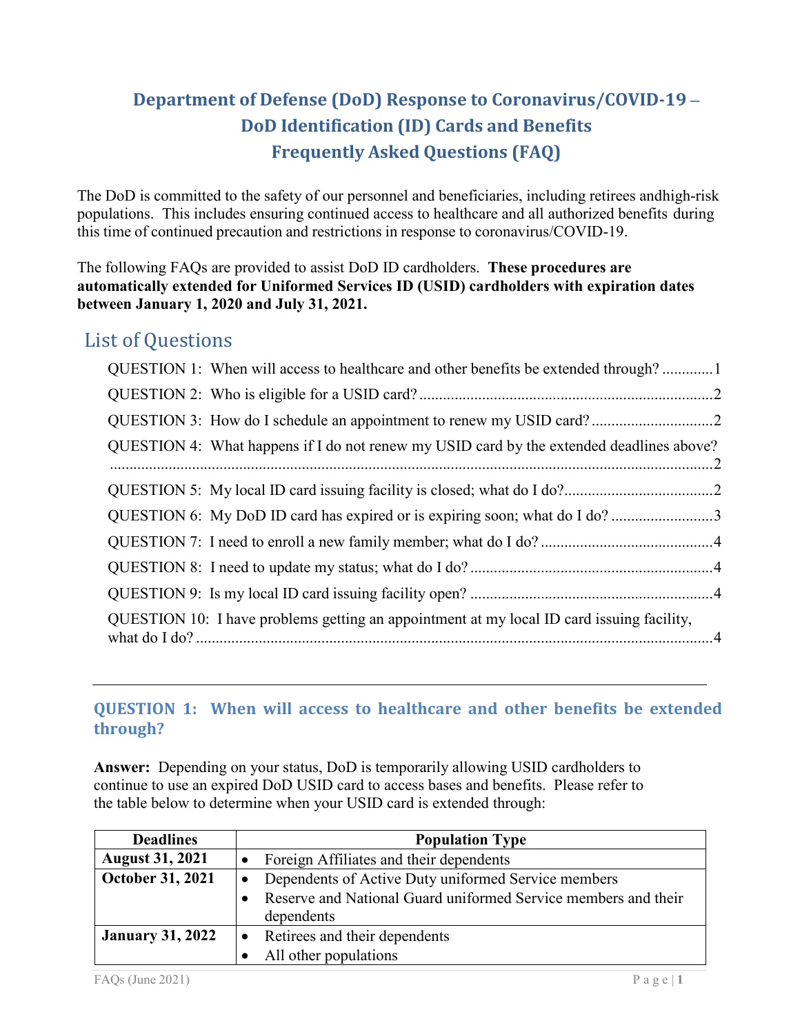# Department of Defense (DoD) Response to Coronavirus/COVID-19 – DoD Identification (ID) Cards and Benefits Frequently Asked Questions (FAQ)

The DoD is committed to the safety of our personnel and beneficiaries, including retirees andhigh-risk populations. This includes ensuring continued access to healthcare and all authorized benefits during this time of continued precaution and restrictions in response to coronavirus/COVID-19.

The following FAQs are provided to assist DoD ID cardholders. **These procedures are automatically extended for Uniformed Services ID (USID) cardholders with expiration dates between January 1, 2020 and July 31, 2021.**

## List of Questions

QUESTION 1: When will access to healthcare and other benefits be extended through? ............1

QUESTION 2: Who is eligible for a USID card? ..........................................................................2

QUESTION 3: How do I schedule an appointment to renew my USID card? ..............................2

QUESTION 4: What happens if I do not renew my USID card by the extended deadlines above? ...........................................................................................................................................2

QUESTION 5: My local ID card issuing facility is closed; what do I do?.....................................2

QUESTION 6: My DoD ID card has expired or is expiring soon; what do I do? .........................3

QUESTION 7: I need to enroll a new family member; what do I do? ...........................................4

QUESTION 8: I need to update my status; what do I do? .............................................................4

QUESTION 9: Is my local ID card issuing facility open? .............................................................4

QUESTION 10: I have problems getting an appointment at my local ID card issuing facility, what do I do? ...................................................................................................................................4

---

### QUESTION 1: When will access to healthcare and other benefits be extended through?

**Answer:** Depending on your status, DoD is temporarily allowing USID cardholders to continue to use an expired DoD USID card to access bases and benefits. Please refer to the table below to determine when your USID card is extended through:

| Deadlines | Population Type |
|---|---|
| **August 31, 2021** | • Foreign Affiliates and their dependents |
| **October 31, 2021** | • Dependents of Active Duty uniformed Service members<br>• Reserve and National Guard uniformed Service members and their dependents |
| **January 31, 2022** | • Retirees and their dependents<br>• All other populations |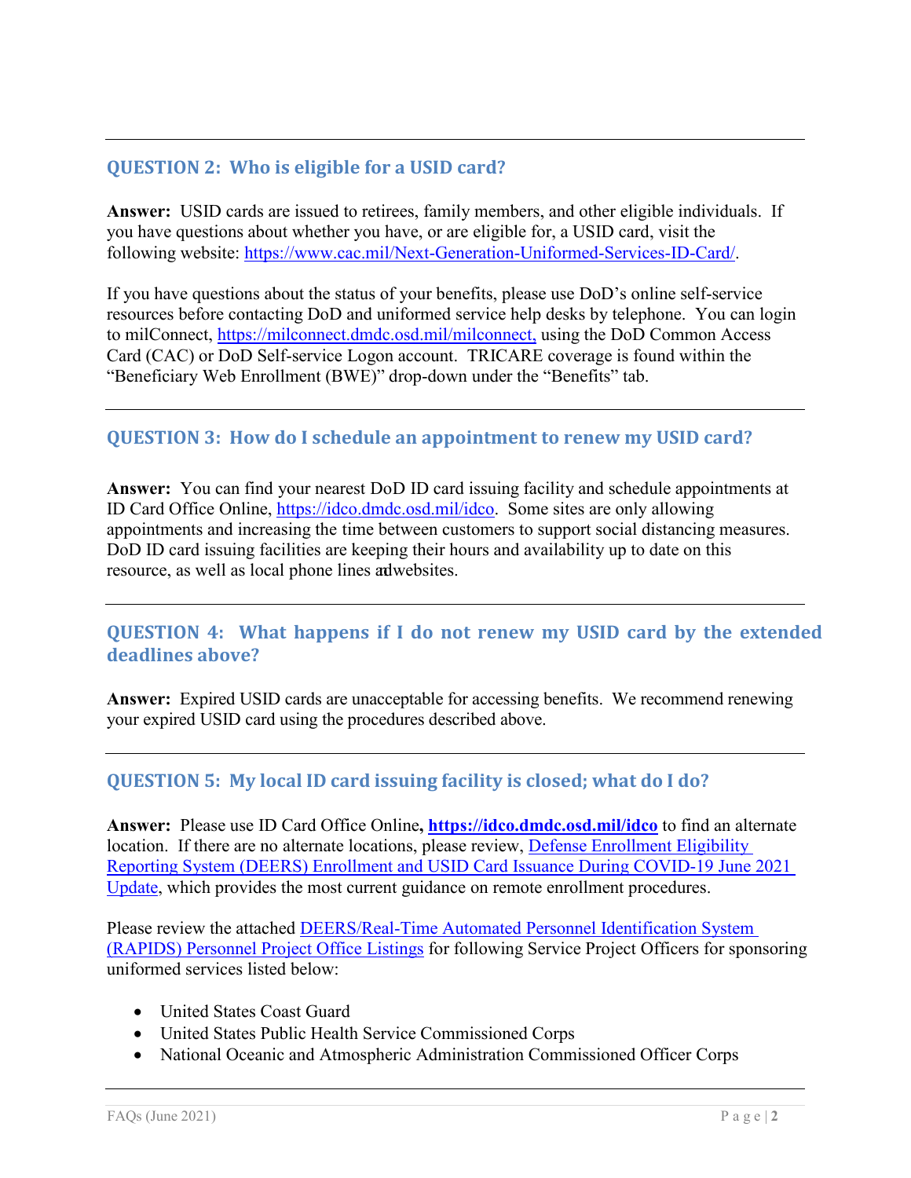## QUESTION 2: Who is eligible for a USID card?

**Answer:** USID cards are issued to retirees, family members, and other eligible individuals. If you have questions about whether you have, or are eligible for, a USID card, visit the following website: https://www.cac.mil/Next-Generation-Uniformed-Services-ID-Card/.

If you have questions about the status of your benefits, please use DoD's online self-service resources before contacting DoD and uniformed service help desks by telephone. You can login to milConnect, https://milconnect.dmdc.osd.mil/milconnect, using the DoD Common Access Card (CAC) or DoD Self-service Logon account. TRICARE coverage is found within the "Beneficiary Web Enrollment (BWE)" drop-down under the "Benefits" tab.

## QUESTION 3: How do I schedule an appointment to renew my USID card?

**Answer:** You can find your nearest DoD ID card issuing facility and schedule appointments at ID Card Office Online, https://idco.dmdc.osd.mil/idco. Some sites are only allowing appointments and increasing the time between customers to support social distancing measures. DoD ID card issuing facilities are keeping their hours and availability up to date on this resource, as well as local phone lines and websites.

## QUESTION 4: What happens if I do not renew my USID card by the extended deadlines above?

**Answer:** Expired USID cards are unacceptable for accessing benefits. We recommend renewing your expired USID card using the procedures described above.

## QUESTION 5: My local ID card issuing facility is closed; what do I do?

**Answer:** Please use ID Card Office Online**, https://idco.dmdc.osd.mil/idco** to find an alternate location. If there are no alternate locations, please review, Defense Enrollment Eligibility Reporting System (DEERS) Enrollment and USID Card Issuance During COVID-19 June 2021 Update, which provides the most current guidance on remote enrollment procedures.

Please review the attached DEERS/Real-Time Automated Personnel Identification System (RAPIDS) Personnel Project Office Listings for following Service Project Officers for sponsoring uniformed services listed below:

- United States Coast Guard
- United States Public Health Service Commissioned Corps
- National Oceanic and Atmospheric Administration Commissioned Officer Corps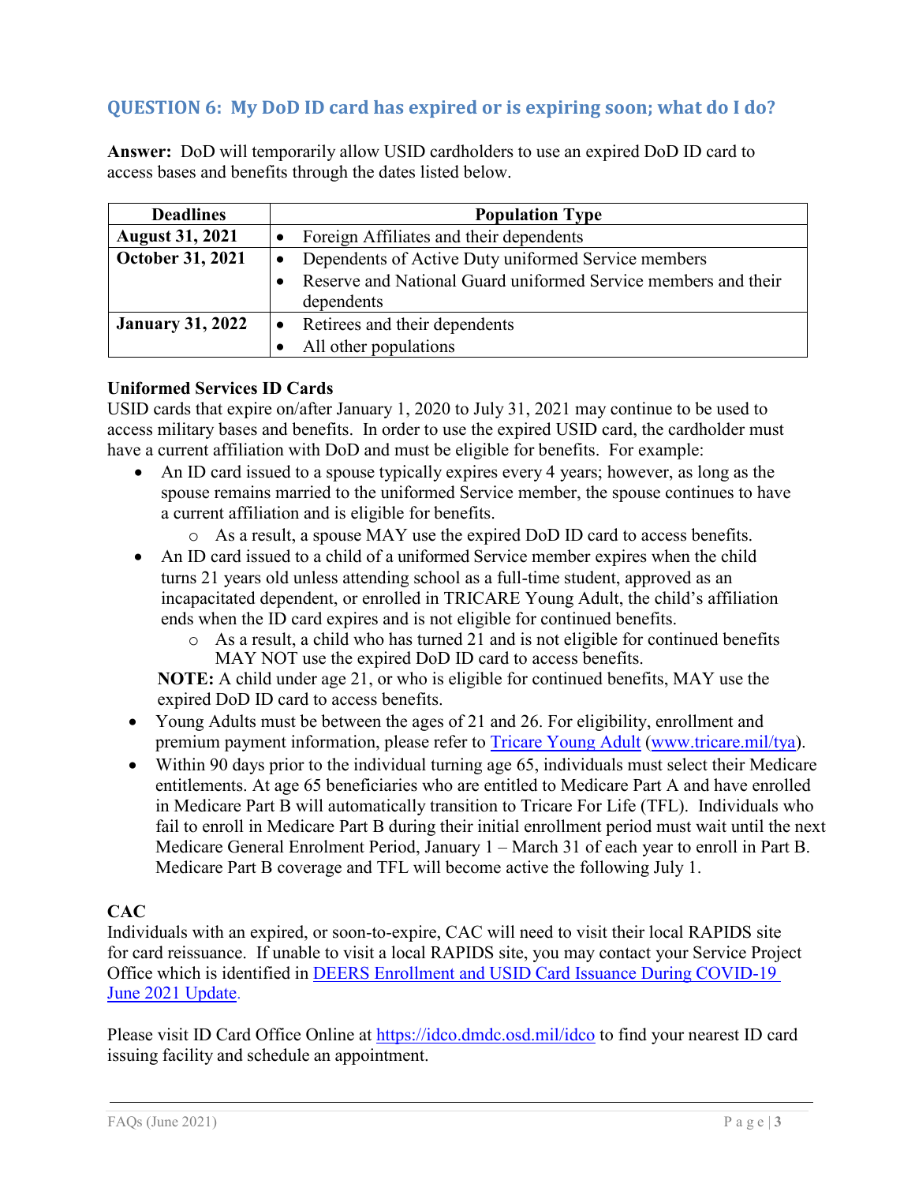## QUESTION 6: My DoD ID card has expired or is expiring soon; what do I do?

**Answer:** DoD will temporarily allow USID cardholders to use an expired DoD ID card to access bases and benefits through the dates listed below.

| Deadlines | Population Type |
|---|---|
| **August 31, 2021** | • Foreign Affiliates and their dependents |
| **October 31, 2021** | • Dependents of Active Duty uniformed Service members<br>• Reserve and National Guard uniformed Service members and their dependents |
| **January 31, 2022** | • Retirees and their dependents<br>• All other populations |

**Uniformed Services ID Cards**

USID cards that expire on/after January 1, 2020 to July 31, 2021 may continue to be used to access military bases and benefits. In order to use the expired USID card, the cardholder must have a current affiliation with DoD and must be eligible for benefits. For example:

- An ID card issued to a spouse typically expires every 4 years; however, as long as the spouse remains married to the uniformed Service member, the spouse continues to have a current affiliation and is eligible for benefits.
  - As a result, a spouse MAY use the expired DoD ID card to access benefits.
- An ID card issued to a child of a uniformed Service member expires when the child turns 21 years old unless attending school as a full-time student, approved as an incapacitated dependent, or enrolled in TRICARE Young Adult, the child's affiliation ends when the ID card expires and is not eligible for continued benefits.
  - As a result, a child who has turned 21 and is not eligible for continued benefits MAY NOT use the expired DoD ID card to access benefits.

  **NOTE:** A child under age 21, or who is eligible for continued benefits, MAY use the expired DoD ID card to access benefits.
- Young Adults must be between the ages of 21 and 26. For eligibility, enrollment and premium payment information, please refer to [Tricare Young Adult](www.tricare.mil/tya) ([www.tricare.mil/tya](www.tricare.mil/tya)).
- Within 90 days prior to the individual turning age 65, individuals must select their Medicare entitlements. At age 65 beneficiaries who are entitled to Medicare Part A and have enrolled in Medicare Part B will automatically transition to Tricare For Life (TFL). Individuals who fail to enroll in Medicare Part B during their initial enrollment period must wait until the next Medicare General Enrolment Period, January 1 – March 31 of each year to enroll in Part B. Medicare Part B coverage and TFL will become active the following July 1.

**CAC**

Individuals with an expired, or soon-to-expire, CAC will need to visit their local RAPIDS site for card reissuance. If unable to visit a local RAPIDS site, you may contact your Service Project Office which is identified in DEERS Enrollment and USID Card Issuance During COVID-19 June 2021 Update.

Please visit ID Card Office Online at [https://idco.dmdc.osd.mil/idco](https://idco.dmdc.osd.mil/idco) to find your nearest ID card issuing facility and schedule an appointment.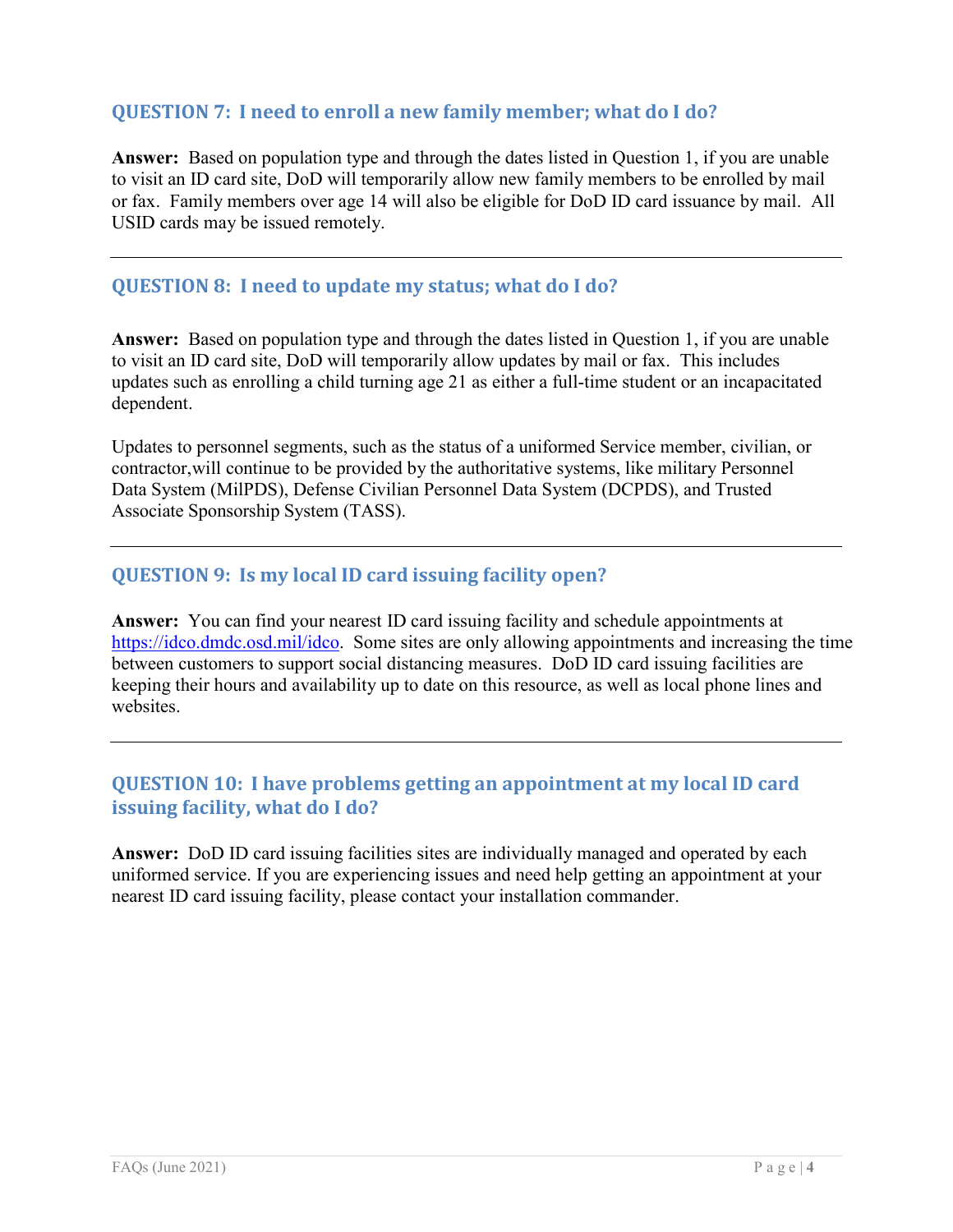## QUESTION 7: I need to enroll a new family member; what do I do?

**Answer:** Based on population type and through the dates listed in Question 1, if you are unable to visit an ID card site, DoD will temporarily allow new family members to be enrolled by mail or fax. Family members over age 14 will also be eligible for DoD ID card issuance by mail. All USID cards may be issued remotely.

---

## QUESTION 8: I need to update my status; what do I do?

**Answer:** Based on population type and through the dates listed in Question 1, if you are unable to visit an ID card site, DoD will temporarily allow updates by mail or fax. This includes updates such as enrolling a child turning age 21 as either a full-time student or an incapacitated dependent.

Updates to personnel segments, such as the status of a uniformed Service member, civilian, or contractor,will continue to be provided by the authoritative systems, like military Personnel Data System (MilPDS), Defense Civilian Personnel Data System (DCPDS), and Trusted Associate Sponsorship System (TASS).

---

## QUESTION 9: Is my local ID card issuing facility open?

**Answer:** You can find your nearest ID card issuing facility and schedule appointments at https://idco.dmdc.osd.mil/idco. Some sites are only allowing appointments and increasing the time between customers to support social distancing measures. DoD ID card issuing facilities are keeping their hours and availability up to date on this resource, as well as local phone lines and websites.

---

## QUESTION 10: I have problems getting an appointment at my local ID card issuing facility, what do I do?

**Answer:** DoD ID card issuing facilities sites are individually managed and operated by each uniformed service. If you are experiencing issues and need help getting an appointment at your nearest ID card issuing facility, please contact your installation commander.